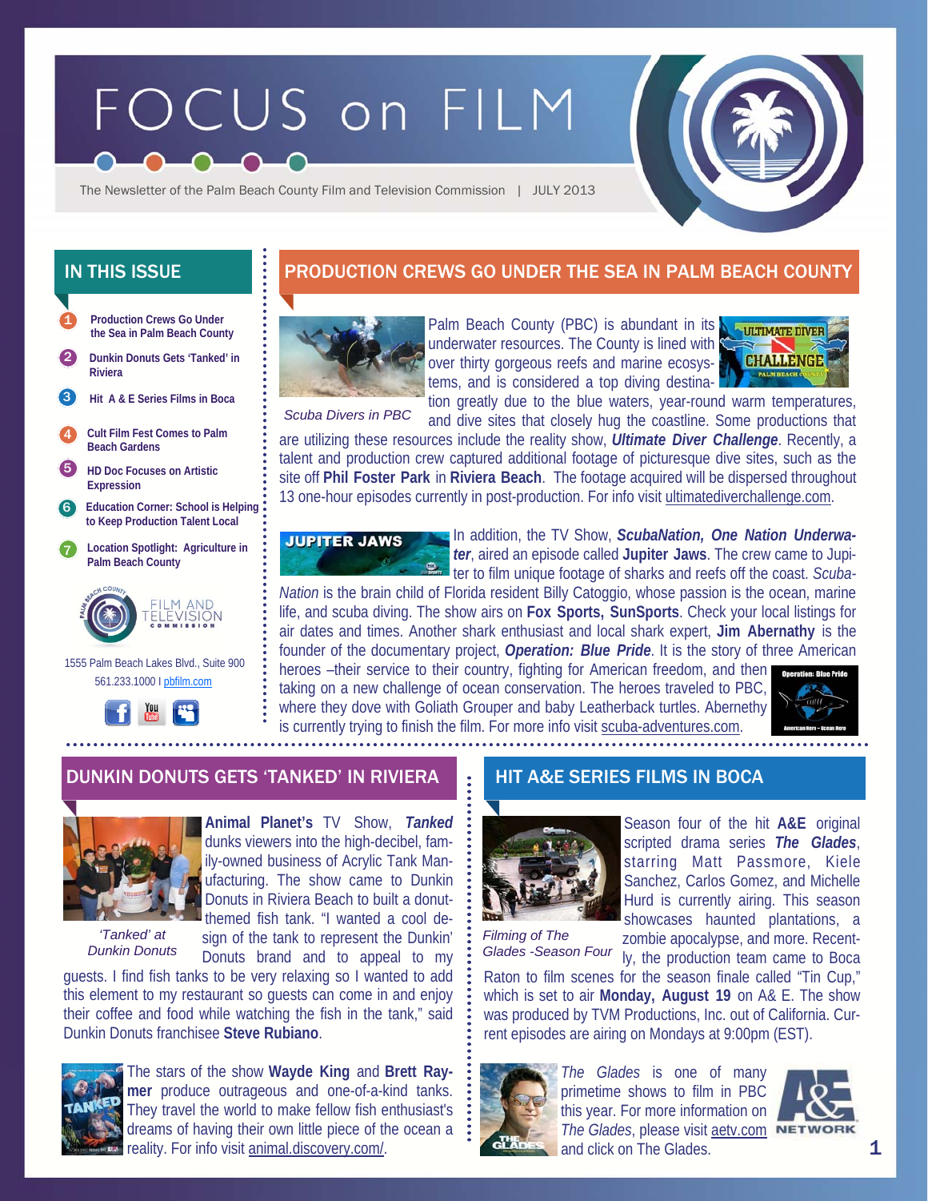# FOCUS on FILM

The Newsletter of the Palm Beach County Film and Television Commission | JULY 2013

## IN THIS ISSUE

1. Production Crews Go Under the Sea in Palm Beach County
2. Dunkin Donuts Gets 'Tanked' in Riviera
3. Hit A & E Series Films in Boca
4. Cult Film Fest Comes to Palm Beach Gardens
5. HD Doc Focuses on Artistic Expression
6. Education Corner: School is Helping to Keep Production Talent Local
7. Location Spotlight: Agriculture in Palm Beach County

FILM AND TELEVISION COMMISSION

1555 Palm Beach Lakes Blvd., Suite 900
561.233.1000 I pbfilm.com

## PRODUCTION CREWS GO UNDER THE SEA IN PALM BEACH COUNTY

Scuba Divers in PBC

Palm Beach County (PBC) is abundant in its underwater resources. The County is lined with over thirty gorgeous reefs and marine ecosystems, and is considered a top diving destination greatly due to the blue waters, year-round warm temperatures, and dive sites that closely hug the coastline. Some productions that are utilizing these resources include the reality show, ***Ultimate Diver Challenge***. Recently, a talent and production crew captured additional footage of picturesque dive sites, such as the site off **Phil Foster Park** in **Riviera Beach**. The footage acquired will be dispersed throughout 13 one-hour episodes currently in post-production. For info visit ultimatediverchallenge.com.

In addition, the TV Show, ***ScubaNation, One Nation Underwater***, aired an episode called **Jupiter Jaws**. The crew came to Jupiter to film unique footage of sharks and reefs off the coast. *ScubaNation* is the brain child of Florida resident Billy Catoggio, whose passion is the ocean, marine life, and scuba diving. The show airs on **Fox Sports, SunSports**. Check your local listings for air dates and times. Another shark enthusiast and local shark expert, **Jim Abernathy** is the founder of the documentary project, ***Operation: Blue Pride***. It is the story of three American heroes –their service to their country, fighting for American freedom, and then taking on a new challenge of ocean conservation. The heroes traveled to PBC, where they dove with Goliath Grouper and baby Leatherback turtles. Abernethy is currently trying to finish the film. For more info visit scuba-adventures.com.

## DUNKIN DONUTS GETS 'TANKED' IN RIVIERA

'Tanked' at Dunkin Donuts

**Animal Planet's** TV Show, ***Tanked*** dunks viewers into the high-decibel, family-owned business of Acrylic Tank Manufacturing. The show came to Dunkin Donuts in Riviera Beach to built a donut-themed fish tank. "I wanted a cool design of the tank to represent the Dunkin' Donuts brand and to appeal to my guests. I find fish tanks to be very relaxing so I wanted to add this element to my restaurant so guests can come in and enjoy their coffee and food while watching the fish in the tank," said Dunkin Donuts franchisee **Steve Rubiano**.

The stars of the show **Wayde King** and **Brett Raymer** produce outrageous and one-of-a-kind tanks. They travel the world to make fellow fish enthusiast's dreams of having their own little piece of the ocean a reality. For info visit animal.discovery.com/.

## HIT A&E SERIES FILMS IN BOCA

Filming of The Glades -Season Four

Season four of the hit **A&E** original scripted drama series ***The Glades***, starring Matt Passmore, Kiele Sanchez, Carlos Gomez, and Michelle Hurd is currently airing. This season showcases haunted plantations, a zombie apocalypse, and more. Recently, the production team came to Boca Raton to film scenes for the season finale called "Tin Cup," which is set to air **Monday, August 19** on A& E. The show was produced by TVM Productions, Inc. out of California. Current episodes are airing on Mondays at 9:00pm (EST).

*The Glades* is one of many primetime shows to film in PBC this year. For more information on *The Glades*, please visit aetv.com and click on The Glades.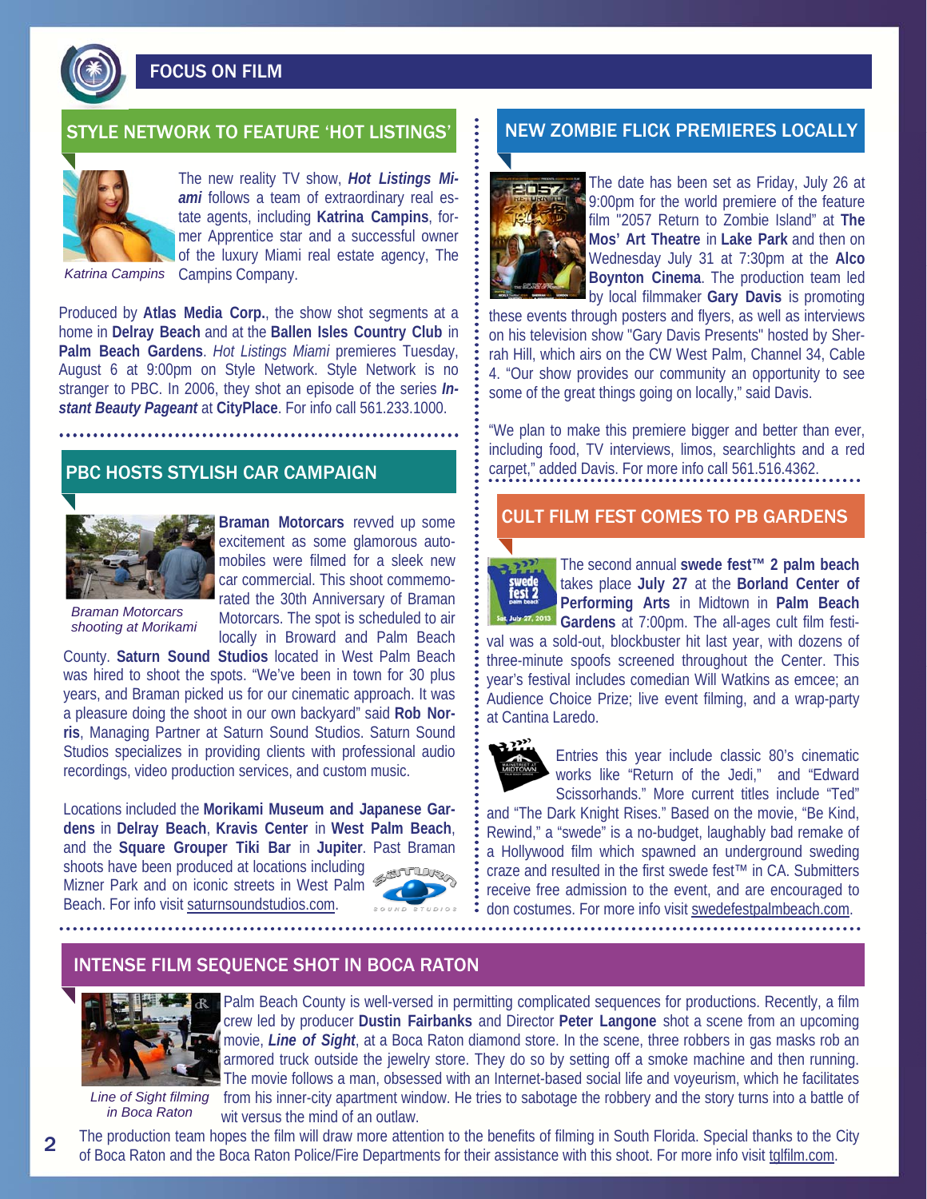# FOCUS ON FILM

## STYLE NETWORK TO FEATURE 'HOT LISTINGS'

Katrina Campins

The new reality TV show, ***Hot Listings Miami*** follows a team of extraordinary real estate agents, including **Katrina Campins**, former Apprentice star and a successful owner of the luxury Miami real estate agency, The Campins Company.

Produced by **Atlas Media Corp.**, the show shot segments at a home in **Delray Beach** and at the **Ballen Isles Country Club** in **Palm Beach Gardens**. *Hot Listings Miami* premieres Tuesday, August 6 at 9:00pm on Style Network. Style Network is no stranger to PBC. In 2006, they shot an episode of the series ***Instant Beauty Pageant*** at **CityPlace**. For info call 561.233.1000.

## PBC HOSTS STYLISH CAR CAMPAIGN

Braman Motorcars shooting at Morikami

**Braman Motorcars** revved up some excitement as some glamorous automobiles were filmed for a sleek new car commercial. This shoot commemorated the 30th Anniversary of Braman Motorcars. The spot is scheduled to air locally in Broward and Palm Beach County. **Saturn Sound Studios** located in West Palm Beach was hired to shoot the spots. "We've been in town for 30 plus years, and Braman picked us for our cinematic approach. It was a pleasure doing the shoot in our own backyard" said **Rob Norris**, Managing Partner at Saturn Sound Studios. Saturn Sound Studios specializes in providing clients with professional audio recordings, video production services, and custom music.

Locations included the **Morikami Museum and Japanese Gardens** in **Delray Beach**, **Kravis Center** in **West Palm Beach**, and the **Square Grouper Tiki Bar** in **Jupiter**. Past Braman shoots have been produced at locations including Mizner Park and on iconic streets in West Palm Beach. For info visit saturnsoundstudios.com.

## NEW ZOMBIE FLICK PREMIERES LOCALLY

The date has been set as Friday, July 26 at 9:00pm for the world premiere of the feature film "2057 Return to Zombie Island" at **The Mos' Art Theatre** in **Lake Park** and then on Wednesday July 31 at 7:30pm at the **Alco Boynton Cinema**. The production team led by local filmmaker **Gary Davis** is promoting these events through posters and flyers, as well as interviews on his television show "Gary Davis Presents" hosted by Sherrah Hill, which airs on the CW West Palm, Channel 34, Cable 4. "Our show provides our community an opportunity to see some of the great things going on locally," said Davis.

"We plan to make this premiere bigger and better than ever, including food, TV interviews, limos, searchlights and a red carpet," added Davis. For more info call 561.516.4362.

## CULT FILM FEST COMES TO PB GARDENS

The second annual **swede fest™ 2 palm beach** takes place **July 27** at the **Borland Center of Performing Arts** in Midtown in **Palm Beach Gardens** at 7:00pm. The all-ages cult film festival was a sold-out, blockbuster hit last year, with dozens of three-minute spoofs screened throughout the Center. This year's festival includes comedian Will Watkins as emcee; an Audience Choice Prize; live event filming, and a wrap-party at Cantina Laredo.

Entries this year include classic 80's cinematic works like "Return of the Jedi," and "Edward Scissorhands." More current titles include "Ted" and "The Dark Knight Rises." Based on the movie, "Be Kind, Rewind," a "swede" is a no-budget, laughably bad remake of a Hollywood film which spawned an underground sweding craze and resulted in the first swede fest™ in CA. Submitters receive free admission to the event, and are encouraged to don costumes. For more info visit swedefestpalmbeach.com.

## INTENSE FILM SEQUENCE SHOT IN BOCA RATON

Line of Sight filming in Boca Raton

Palm Beach County is well-versed in permitting complicated sequences for productions. Recently, a film crew led by producer **Dustin Fairbanks** and Director **Peter Langone** shot a scene from an upcoming movie, ***Line of Sight***, at a Boca Raton diamond store. In the scene, three robbers in gas masks rob an armored truck outside the jewelry store. They do so by setting off a smoke machine and then running. The movie follows a man, obsessed with an Internet-based social life and voyeurism, which he facilitates from his inner-city apartment window. He tries to sabotage the robbery and the story turns into a battle of wit versus the mind of an outlaw.

The production team hopes the film will draw more attention to the benefits of filming in South Florida. Special thanks to the City of Boca Raton and the Boca Raton Police/Fire Departments for their assistance with this shoot. For more info visit tglfilm.com.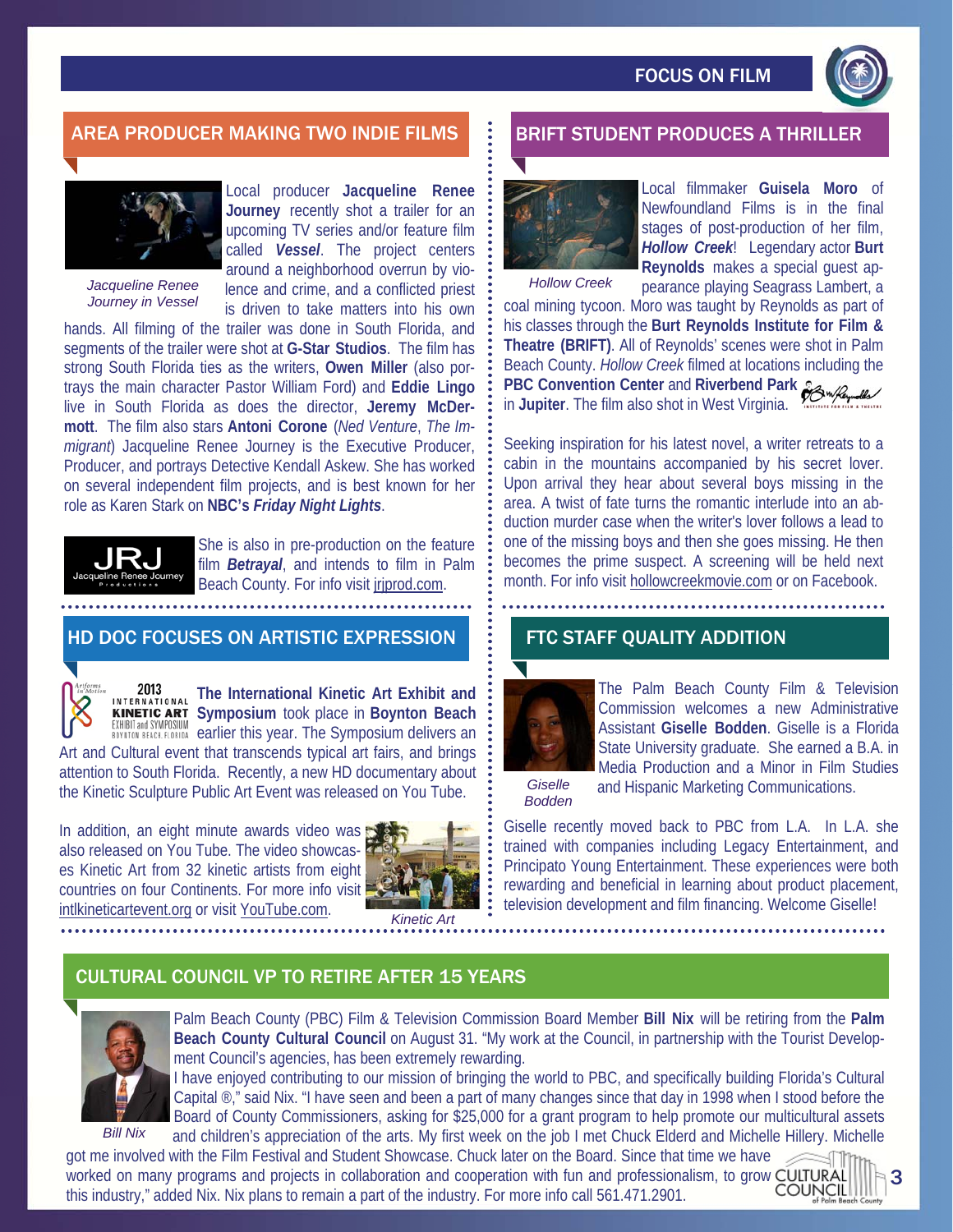## AREA PRODUCER MAKING TWO INDIE FILMS

Jacqueline Renee Journey in Vessel

Local producer **Jacqueline Renee Journey** recently shot a trailer for an upcoming TV series and/or feature film called ***Vessel***. The project centers around a neighborhood overrun by violence and crime, and a conflicted priest is driven to take matters into his own hands. All filming of the trailer was done in South Florida, and segments of the trailer were shot at **G-Star Studios**. The film has strong South Florida ties as the writers, **Owen Miller** (also portrays the main character Pastor William Ford) and **Eddie Lingo** live in South Florida as does the director, **Jeremy McDermott**. The film also stars **Antoni Corone** (*Ned Venture*, *The Immigrant*) Jacqueline Renee Journey is the Executive Producer, Producer, and portrays Detective Kendall Askew. She has worked on several independent film projects, and is best known for her role as Karen Stark on **NBC's *Friday Night Lights***.

She is also in pre-production on the feature film ***Betrayal***, and intends to film in Palm Beach County. For info visit jrjprod.com.

## BRIFT STUDENT PRODUCES A THRILLER

Hollow Creek

Local filmmaker **Guisela Moro** of Newfoundland Films is in the final stages of post-production of her film, ***Hollow Creek***! Legendary actor **Burt Reynolds** makes a special guest appearance playing Seagrass Lambert, a coal mining tycoon. Moro was taught by Reynolds as part of his classes through the **Burt Reynolds Institute for Film & Theatre (BRIFT)**. All of Reynolds' scenes were shot in Palm Beach County. *Hollow Creek* filmed at locations including the **PBC Convention Center** and **Riverbend Park** in **Jupiter**. The film also shot in West Virginia.

Seeking inspiration for his latest novel, a writer retreats to a cabin in the mountains accompanied by his secret lover. Upon arrival they hear about several boys missing in the area. A twist of fate turns the romantic interlude into an abduction murder case when the writer's lover follows a lead to one of the missing boys and then she goes missing. He then becomes the prime suspect. A screening will be held next month. For info visit hollowcreekmovie.com or on Facebook.

## HD DOC FOCUSES ON ARTISTIC EXPRESSION

**The International Kinetic Art Exhibit and Symposium** took place in **Boynton Beach** earlier this year. The Symposium delivers an Art and Cultural event that transcends typical art fairs, and brings attention to South Florida. Recently, a new HD documentary about the Kinetic Sculpture Public Art Event was released on You Tube.

In addition, an eight minute awards video was also released on You Tube. The video showcases Kinetic Art from 32 kinetic artists from eight countries on four Continents. For more info visit intlkineticartevent.org or visit YouTube.com.

Kinetic Art

## FTC STAFF QUALITY ADDITION

Giselle Bodden

The Palm Beach County Film & Television Commission welcomes a new Administrative Assistant **Giselle Bodden**. Giselle is a Florida State University graduate. She earned a B.A. in Media Production and a Minor in Film Studies and Hispanic Marketing Communications.

Giselle recently moved back to PBC from L.A. In L.A. she trained with companies including Legacy Entertainment, and Principato Young Entertainment. These experiences were both rewarding and beneficial in learning about product placement, television development and film financing. Welcome Giselle!

## CULTURAL COUNCIL VP TO RETIRE AFTER 15 YEARS

Bill Nix

Palm Beach County (PBC) Film & Television Commission Board Member **Bill Nix** will be retiring from the **Palm Beach County Cultural Council** on August 31. "My work at the Council, in partnership with the Tourist Development Council's agencies, has been extremely rewarding.

I have enjoyed contributing to our mission of bringing the world to PBC, and specifically building Florida's Cultural Capital ®," said Nix. "I have seen and been a part of many changes since that day in 1998 when I stood before the Board of County Commissioners, asking for $25,000 for a grant program to help promote our multicultural assets and children's appreciation of the arts. My first week on the job I met Chuck Elderd and Michelle Hillery. Michelle got me involved with the Film Festival and Student Showcase. Chuck later on the Board. Since that time we have worked on many programs and projects in collaboration and cooperation with fun and professionalism, to grow this industry," added Nix. Nix plans to remain a part of the industry. For more info call 561.471.2901.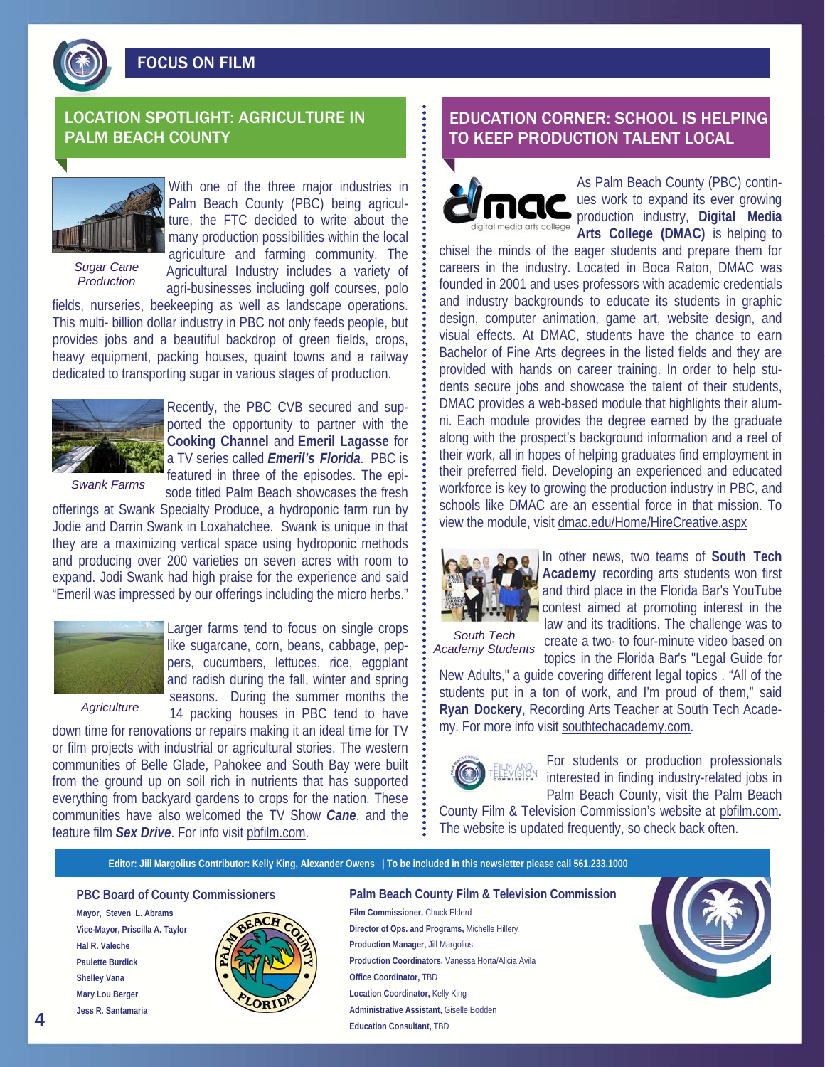# FOCUS ON FILM

## LOCATION SPOTLIGHT: AGRICULTURE IN PALM BEACH COUNTY

Sugar Cane Production

With one of the three major industries in Palm Beach County (PBC) being agriculture, the FTC decided to write about the many production possibilities within the local agriculture and farming community. The Agricultural Industry includes a variety of agri-businesses including golf courses, polo fields, nurseries, beekeeping as well as landscape operations. This multi- billion dollar industry in PBC not only feeds people, but provides jobs and a beautiful backdrop of green fields, crops, heavy equipment, packing houses, quaint towns and a railway dedicated to transporting sugar in various stages of production.

Swank Farms

Recently, the PBC CVB secured and supported the opportunity to partner with the **Cooking Channel** and **Emeril Lagasse** for a TV series called ***Emeril's Florida***. PBC is featured in three of the episodes. The episode titled Palm Beach showcases the fresh offerings at Swank Specialty Produce, a hydroponic farm run by Jodie and Darrin Swank in Loxahatchee. Swank is unique in that they are a maximizing vertical space using hydroponic methods and producing over 200 varieties on seven acres with room to expand. Jodi Swank had high praise for the experience and said "Emeril was impressed by our offerings including the micro herbs."

Agriculture

Larger farms tend to focus on single crops like sugarcane, corn, beans, cabbage, peppers, cucumbers, lettuces, rice, eggplant and radish during the fall, winter and spring seasons. During the summer months the 14 packing houses in PBC tend to have down time for renovations or repairs making it an ideal time for TV or film projects with industrial or agricultural stories. The western communities of Belle Glade, Pahokee and South Bay were built from the ground up on soil rich in nutrients that has supported everything from backyard gardens to crops for the nation. These communities have also welcomed the TV Show ***Cane***, and the feature film ***Sex Drive***. For info visit pbfilm.com.

## EDUCATION CORNER: SCHOOL IS HELPING TO KEEP PRODUCTION TALENT LOCAL

As Palm Beach County (PBC) continues work to expand its ever growing production industry, **Digital Media Arts College (DMAC)** is helping to chisel the minds of the eager students and prepare them for careers in the industry. Located in Boca Raton, DMAC was founded in 2001 and uses professors with academic credentials and industry backgrounds to educate its students in graphic design, computer animation, game art, website design, and visual effects. At DMAC, students have the chance to earn Bachelor of Fine Arts degrees in the listed fields and they are provided with hands on career training. In order to help students secure jobs and showcase the talent of their students, DMAC provides a web-based module that highlights their alumni. Each module provides the degree earned by the graduate along with the prospect's background information and a reel of their work, all in hopes of helping graduates find employment in their preferred field. Developing an experienced and educated workforce is key to growing the production industry in PBC, and schools like DMAC are an essential force in that mission. To view the module, visit dmac.edu/Home/HireCreative.aspx

South Tech Academy Students

In other news, two teams of **South Tech Academy** recording arts students won first and third place in the Florida Bar's YouTube contest aimed at promoting interest in the law and its traditions. The challenge was to create a two- to four-minute video based on topics in the Florida Bar's "Legal Guide for New Adults," a guide covering different legal topics . "All of the students put in a ton of work, and I'm proud of them," said **Ryan Dockery**, Recording Arts Teacher at South Tech Academy. For more info visit southtechacademy.com.

For students or production professionals interested in finding industry-related jobs in Palm Beach County, visit the Palm Beach County Film & Television Commission's website at pbfilm.com. The website is updated frequently, so check back often.

**Editor: Jill Margolius Contributor: Kelly King, Alexander Owens | To be included in this newsletter please call 561.233.1000**

### PBC Board of County Commissioners

**Mayor, Steven L. Abrams**
**Vice-Mayor, Priscilla A. Taylor**
**Hal R. Valeche**
**Paulette Burdick**
**Shelley Vana**
**Mary Lou Berger**
**Jess R. Santamaria**

### Palm Beach County Film & Television Commission

**Film Commissioner,** Chuck Elderd
**Director of Ops. and Programs,** Michelle Hillery
**Production Manager,** Jill Margolius
**Production Coordinators,** Vanessa Horta/Alicia Avila
**Office Coordinator,** TBD
**Location Coordinator,** Kelly King
**Administrative Assistant,** Giselle Bodden
**Education Consultant,** TBD